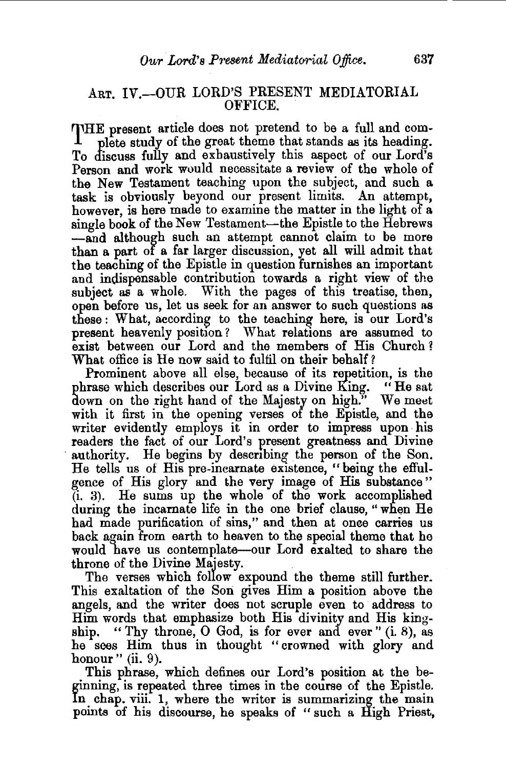## ART. IV.—OUR LORD'S PRESENT MEDIATORIAL OFFICE.

THE present article does not pretend to be a full and complete study of the great theme that stands as its heading. To discuss fully and exhaustively this aspect of our Lord's Person and work would necessitate a review of the whole of the New Testament teaching upon the subject, and such a task is obviously beyond our present limits. An attempt, however, is here made to examine the matter in the light of a single book of the New Testament—the Epistle to the Hebrews—and although such an attempt cannot claim to be more than a part of a far larger discussion, yet all will admit that the teaching of the Epistle in question furnishes an important and indispensable contribution towards a right view of the subject as a whole. With the pages of this treatise, then, open before us, let us seek for an answer to such questions as these: What, according to the teaching here, is our Lord's present heavenly position? What relations are assumed to exist between our Lord and the members of His Church? What office is He now said to fulfil on their behalf?

Prominent above all else, because of its repetition, is the phrase which describes our Lord as a Divine King. "He sat down on the right hand of the Majesty on high." We meet with it first in the opening verses of the Epistle, and the writer evidently employs it in order to impress upon his readers the fact of our Lord's present greatness and Divine authority. He begins by describing the person of the Son. He tells us of His pre-incarnate existence, "being the effulgence of His glory and the very image of His substance" (i. 3). He sums up the whole of the work accomplished during the incarnate life in the one brief clause, "when He had made purification of sins," and then at once carries us back again from earth to heaven to the special theme that he would have us contemplate—our Lord exalted to share the throne of the Divine Majesty.

The verses which follow expound the theme still further. This exaltation of the Son gives Him a position above the angels, and the writer does not scruple even to address to Him words that emphasize both His divinity and His kingship. "Thy throne, O God, is for ever and ever" (i. 8), as he sees Him thus in thought "crowned with glory and honour" (ii. 9).

This phrase, which defines our Lord's position at the beginning, is repeated three times in the course of the Epistle. In chap. viii. 1, where the writer is summarizing the main points of his discourse, he speaks of "such a High Priest,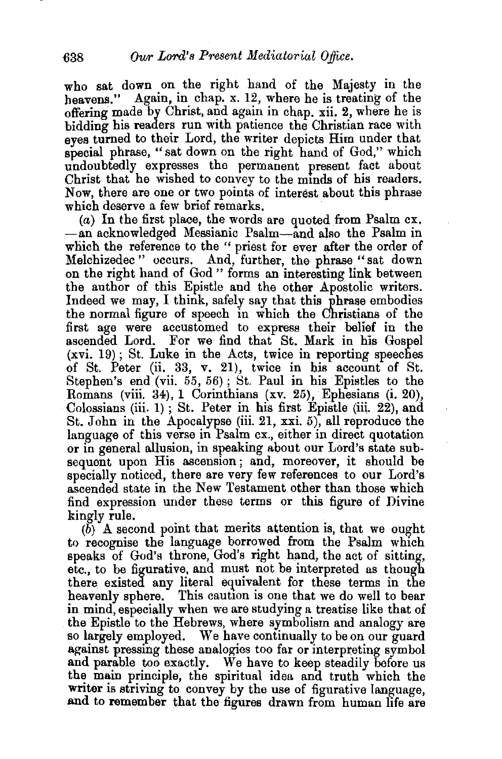who sat down on the right hand of the Majesty in the heavens." Again, in chap. x. 12, where he is treating of the offering made by Christ, and again in chap. xii. 2, where he is bidding his readers run with patience the Christian race with eyes turned to their Lord, the writer depicts Him under that special phrase, "sat down on the right hand of God," which undoubtedly expresses the permanent present fact about Christ that he wished to convey to the minds of his readers. Now, there are one or two points of interest about this phrase which deserve a few brief remarks.

(*a*) In the first place, the words are quoted from Psalm cx. —an acknowledged Messianic Psalm—and also the Psalm in which the reference to the "priest for ever after the order of Melchizedec" occurs. And, further, the phrase "sat down on the right hand of God" forms an interesting link between the author of this Epistle and the other Apostolic writers. Indeed we may, I think, safely say that this phrase embodies the normal figure of speech in which the Christians of the first age were accustomed to express their belief in the ascended Lord. For we find that St. Mark in his Gospel (xvi. 19); St. Luke in the Acts, twice in reporting speeches of St. Peter (ii. 33, v. 21), twice in his account of St. Stephen's end (vii. 55, 56); St. Paul in his Epistles to the Romans (viii. 34), 1 Corinthians (xv. 25), Ephesians (i. 20), Colossians (iii. 1); St. Peter in his first Epistle (iii. 22), and St. John in the Apocalypse (iii. 21, xxi. 5), all reproduce the language of this verse in Psalm cx., either in direct quotation or in general allusion, in speaking about our Lord's state subsequent upon His ascension; and, moreover, it should be specially noticed, there are very few references to our Lord's ascended state in the New Testament other than those which find expression under these terms or this figure of Divine kingly rule.

(*b*) A second point that merits attention is, that we ought to recognise the language borrowed from the Psalm which speaks of God's throne, God's right hand, the act of sitting, etc., to be figurative, and must not be interpreted as though there existed any literal equivalent for these terms in the heavenly sphere. This caution is one that we do well to bear in mind, especially when we are studying a treatise like that of the Epistle to the Hebrews, where symbolism and analogy are so largely employed. We have continually to be on our guard against pressing these analogies too far or interpreting symbol and parable too exactly. We have to keep steadily before us the main principle, the spiritual idea and truth which the writer is striving to convey by the use of figurative language, and to remember that the figures drawn from human life are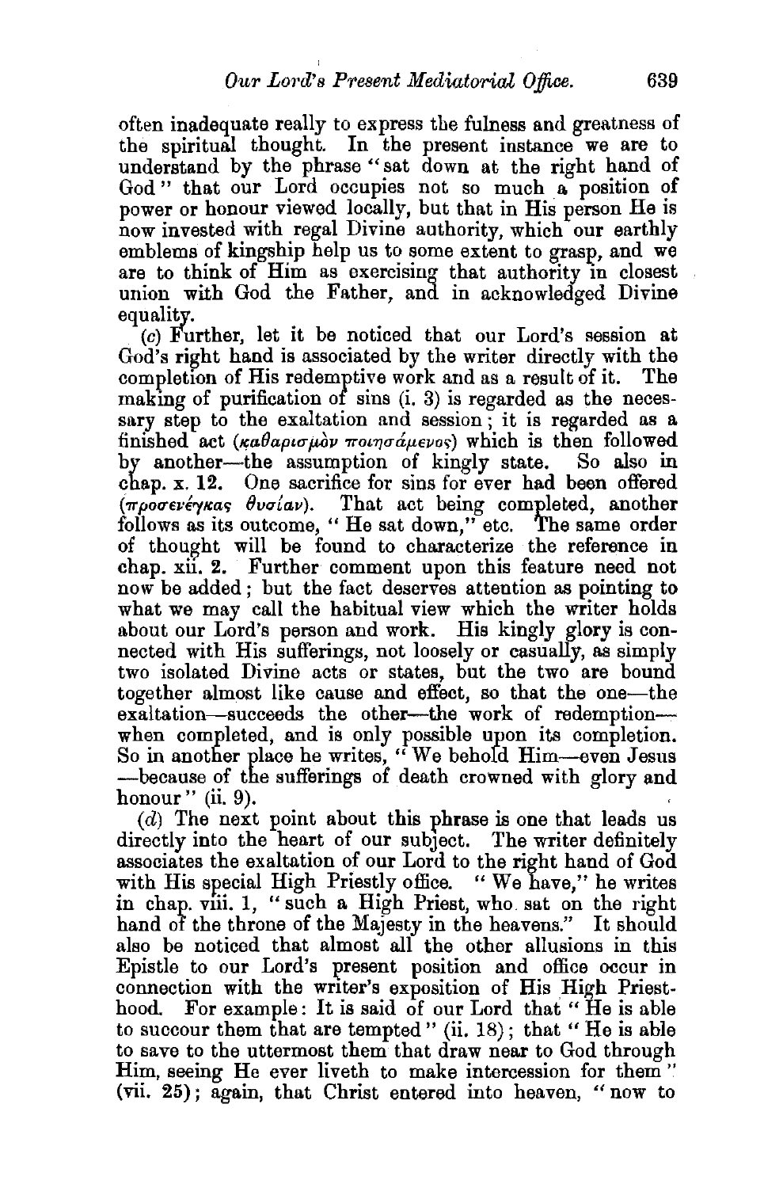often inadequate really to express the fulness and greatness of the spiritual thought. In the present instance we are to understand by the phrase "sat down at the right hand of God" that our Lord occupies not so much a position of power or honour viewed locally, but that in His person He is now invested with regal Divine authority, which our earthly emblems of kingship help us to some extent to grasp, and we are to think of Him as exercising that authority in closest union with God the Father, and in acknowledged Divine equality.

(*c*) Further, let it be noticed that our Lord's session at God's right hand is associated by the writer directly with the completion of His redemptive work and as a result of it. The making of purification of sins (i. 3) is regarded as the necessary step to the exaltation and session; it is regarded as a finished act (*καθαρισμὸν ποιησάμενος*) which is then followed by another—the assumption of kingly state. So also in chap. x. **12.** One sacrifice for sins for ever had been offered (*προσενέγκας θυσίαν*). That act being completed, another follows as its outcome, "He sat down," etc. The same order of thought will be found to characterize the reference in chap. xii. 2. Further comment upon this feature need not now be added; but the fact deserves attention as pointing to what we may call the habitual view which the writer holds about our Lord's person and work. His kingly glory is connected with His sufferings, not loosely or casually, as simply two isolated Divine acts or states, but the two are bound together almost like cause and effect, so that the one—the exaltation—succeeds the other—the work of redemption—when completed, and is only possible upon its completion. So in another place he writes, "We behold Him—even Jesus—because of the sufferings of death crowned with glory and honour" (ii. 9).

(*d*) The next point about this phrase is one that leads us directly into the heart of our subject. The writer definitely associates the exaltation of our Lord to the right hand of God with His special High Priestly office. "We have," he writes in chap. viii. 1, "such a High Priest, who sat on the right hand of the throne of the Majesty in the heavens." It should also be noticed that almost all the other allusions in this Epistle to our Lord's present position and office occur in connection with the writer's exposition of His High Priesthood. For example: It is said of our Lord that "He is able to succour them that are tempted" (ii. 18); that "He is able to save to the uttermost them that draw near to God through Him, seeing He ever liveth to make intercession for them" (vii. 25); again, that Christ entered into heaven, "now to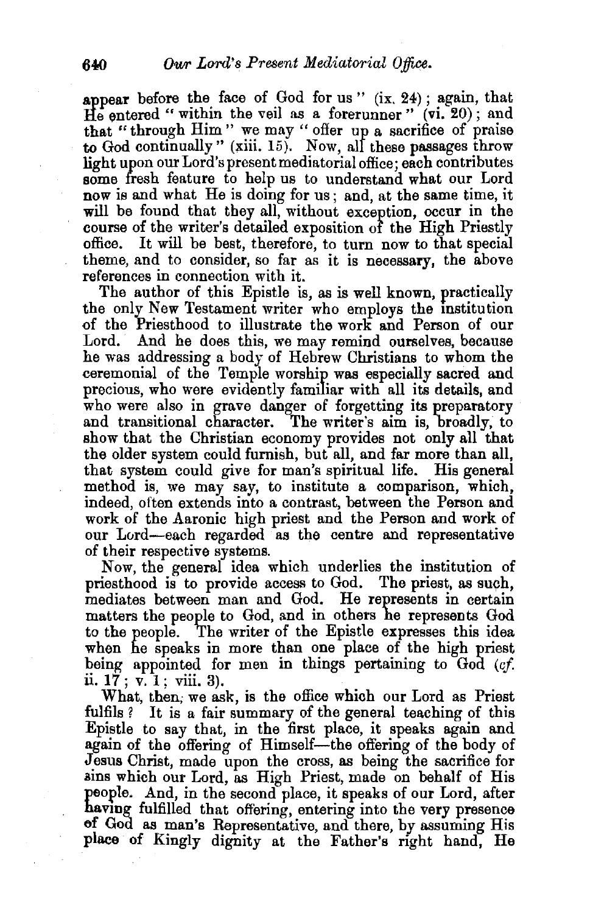appear before the face of God for us" (ix. 24); again, that He entered "within the veil as a forerunner" (vi. 20); and that "through Him" we may "offer up a sacrifice of praise to God continually" (xiii. 15). Now, all these passages throw light upon our Lord's present mediatorial office; each contributes some fresh feature to help us to understand what our Lord now is and what He is doing for us; and, at the same time, it will be found that they all, without exception, occur in the course of the writer's detailed exposition of the High Priestly office. It will be best, therefore, to turn now to that special theme, and to consider, so far as it is necessary, the above references in connection with it.

The author of this Epistle is, as is well known, practically the only New Testament writer who employs the institution of the Priesthood to illustrate the work and Person of our Lord. And he does this, we may remind ourselves, because he was addressing a body of Hebrew Christians to whom the ceremonial of the Temple worship was especially sacred and precious, who were evidently familiar with all its details, and who were also in grave danger of forgetting its preparatory and transitional character. The writer's aim is, broadly, to show that the Christian economy provides not only all that the older system could furnish, but all, and far more than all, that system could give for man's spiritual life. His general method is, we may say, to institute a comparison, which, indeed, often extends into a contrast, between the Person and work of the Aaronic high priest and the Person and work of our Lord—each regarded as the centre and representative of their respective systems.

Now, the general idea which underlies the institution of priesthood is to provide access to God. The priest, as such, mediates between man and God. He represents in certain matters the people to God, and in others he represents God to the people. The writer of the Epistle expresses this idea when he speaks in more than one place of the high priest being appointed for men in things pertaining to God (*cf.* ii. 17; v. 1; viii. 3).

What, then, we ask, is the office which our Lord as Priest fulfils? It is a fair summary of the general teaching of this Epistle to say that, in the first place, it speaks again and again of the offering of Himself—the offering of the body of Jesus Christ, made upon the cross, as being the sacrifice for sins which our Lord, as High Priest, made on behalf of His people. And, in the second place, it speaks of our Lord, after having fulfilled that offering, entering into the very presence of God as man's Representative, and there, by assuming His place of Kingly dignity at the Father's right hand, He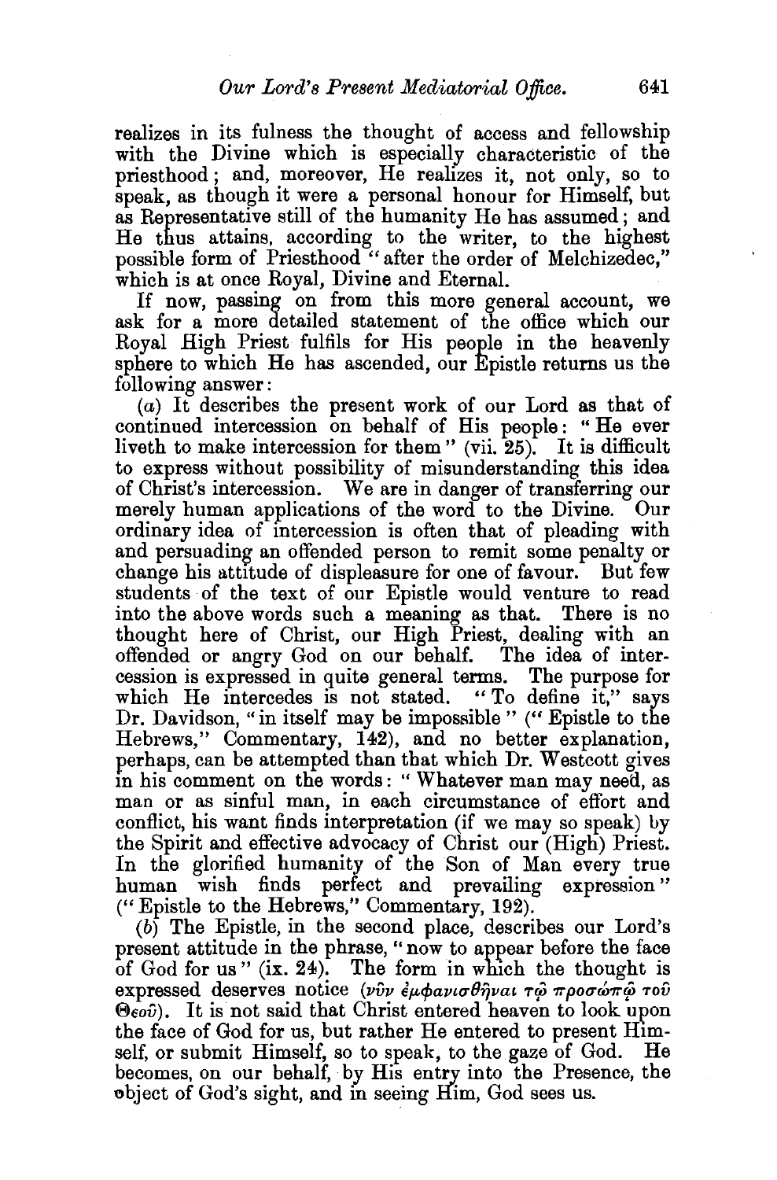realizes in its fulness the thought of access and fellowship with the Divine which is especially characteristic of the priesthood; and, moreover, He realizes it, not only, so to speak, as though it were a personal honour for Himself, but as Representative still of the humanity He has assumed; and He thus attains, according to the writer, to the highest possible form of Priesthood "after the order of Melchizedec," which is at once Royal, Divine and Eternal.

If now, passing on from this more general account, we ask for a more detailed statement of the office which our Royal High Priest fulfils for His people in the heavenly sphere to which He has ascended, our Epistle returns us the following answer:

(*a*) It describes the present work of our Lord as that of continued intercession on behalf of His people: "He ever liveth to make intercession for them" (vii. 25). It is difficult to express without possibility of misunderstanding this idea of Christ's intercession. We are in danger of transferring our merely human applications of the word to the Divine. Our ordinary idea of intercession is often that of pleading with and persuading an offended person to remit some penalty or change his attitude of displeasure for one of favour. But few students of the text of our Epistle would venture to read into the above words such a meaning as that. There is no thought here of Christ, our High Priest, dealing with an offended or angry God on our behalf. The idea of intercession is expressed in quite general terms. The purpose for which He intercedes is not stated. "To define it," says Dr. Davidson, "in itself may be impossible" ("Epistle to the Hebrews," Commentary, 142), and no better explanation, perhaps, can be attempted than that which Dr. Westcott gives in his comment on the words: "Whatever man may need, as man or as sinful man, in each circumstance of effort and conflict, his want finds interpretation (if we may so speak) by the Spirit and effective advocacy of Christ our (High) Priest. In the glorified humanity of the Son of Man every true human wish finds perfect and prevailing expression" ("Epistle to the Hebrews," Commentary, 192).

(*b*) The Epistle, in the second place, describes our Lord's present attitude in the phrase, "now to appear before the face of God for us" (ix. 24). The form in which the thought is expressed deserves notice (νῦν ἐμφανισθῆναι τῷ προσώπῳ τοῦ Θεοῦ). It is not said that Christ entered heaven to look upon the face of God for us, but rather He entered to present Himself, or submit Himself, so to speak, to the gaze of God. He becomes, on our behalf, by His entry into the Presence, the object of God's sight, and in seeing Him, God sees us.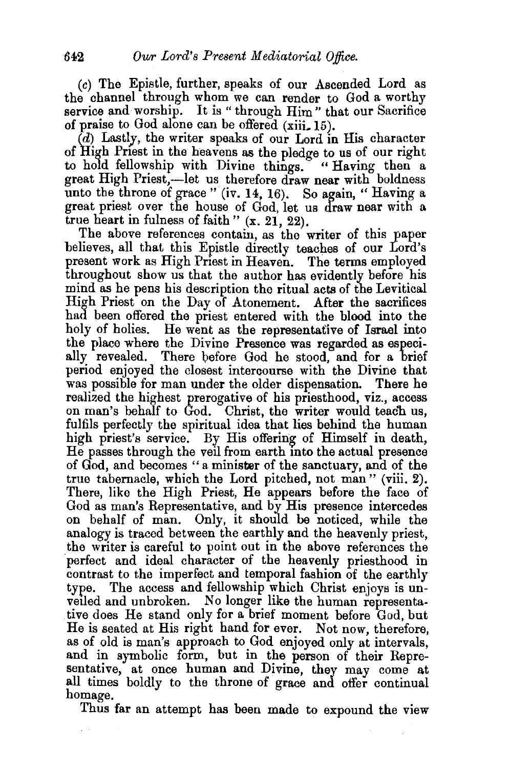(*c*) The Epistle, further, speaks of our Ascended Lord as the channel through whom we can render to God a worthy service and worship. It is "through Him" that our Sacrifice of praise to God alone can be offered (xiii. 15).

(*d*) Lastly, the writer speaks of our Lord in His character of High Priest in the heavens as the pledge to us of our right to hold fellowship with Divine things. "Having then a great High Priest,—let us therefore draw near with boldness unto the throne of grace" (iv. 14, 16). So again, "Having a great priest over the house of God, let us draw near with a true heart in fulness of faith" (x. 21, 22).

The above references contain, as the writer of this paper believes, all that this Epistle directly teaches of our Lord's present work as High Priest in Heaven. The terms employed throughout show us that the author has evidently before his mind as he pens his description the ritual acts of the Levitical High Priest on the Day of Atonement. After the sacrifices had been offered the priest entered with the blood into the holy of holies. He went as the representative of Israel into the place where the Divine Presence was regarded as especially revealed. There before God he stood, and for a brief period enjoyed the closest intercourse with the Divine that was possible for man under the older dispensation. There he realized the highest prerogative of his priesthood, viz., access on man's behalf to God. Christ, the writer would teach us, fulfils perfectly the spiritual idea that lies behind the human high priest's service. By His offering of Himself in death, He passes through the veil from earth into the actual presence of God, and becomes "a minister of the sanctuary, and of the true tabernacle, which the Lord pitched, not man" (viii. 2). There, like the High Priest, He appears before the face of God as man's Representative, and by His presence intercedes on behalf of man. Only, it should be noticed, while the analogy is traced between the earthly and the heavenly priest, the writer is careful to point out in the above references the perfect and ideal character of the heavenly priesthood in contrast to the imperfect and temporal fashion of the earthly type. The access and fellowship which Christ enjoys is unveiled and unbroken. No longer like the human representative does He stand only for a brief moment before God, but He is seated at His right hand for ever. Not now, therefore, as of old is man's approach to God enjoyed only at intervals, and in symbolic form, but in the person of their Representative, at once human and Divine, they may come at all times boldly to the throne of grace and offer continual homage.

Thus far an attempt has been made to expound the view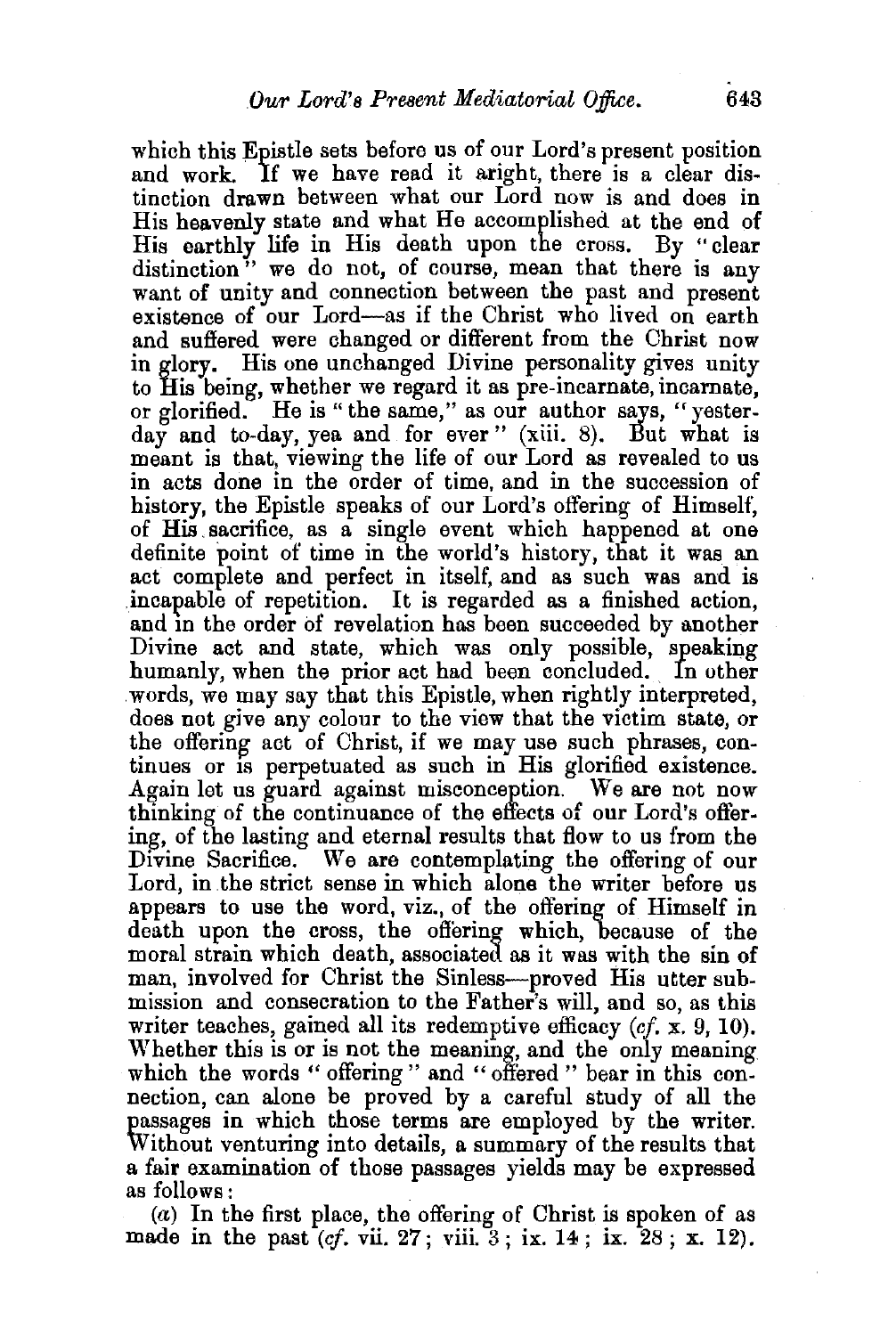which this Epistle sets before us of our Lord's present position and work. If we have read it aright, there is a clear distinction drawn between what our Lord now is and does in His heavenly state and what He accomplished at the end of His earthly life in His death upon the cross. By "clear distinction" we do not, of course, mean that there is any want of unity and connection between the past and present existence of our Lord—as if the Christ who lived on earth and suffered were changed or different from the Christ now in glory. His one unchanged Divine personality gives unity to His being, whether we regard it as pre-incarnate, incarnate, or glorified. He is "the same," as our author says, "yesterday and to-day, yea and for ever" (xiii. 8). But what is meant is that, viewing the life of our Lord as revealed to us in acts done in the order of time, and in the succession of history, the Epistle speaks of our Lord's offering of Himself, of His sacrifice, as a single event which happened at one definite point of time in the world's history, that it was an act complete and perfect in itself, and as such was and is incapable of repetition. It is regarded as a finished action, and in the order of revelation has been succeeded by another Divine act and state, which was only possible, speaking humanly, when the prior act had been concluded. In other words, we may say that this Epistle, when rightly interpreted, does not give any colour to the view that the victim state, or the offering act of Christ, if we may use such phrases, continues or is perpetuated as such in His glorified existence. Again let us guard against misconception. We are not now thinking of the continuance of the effects of our Lord's offering, of the lasting and eternal results that flow to us from the Divine Sacrifice. We are contemplating the offering of our Lord, in the strict sense in which alone the writer before us appears to use the word, viz., of the offering of Himself in death upon the cross, the offering which, because of the moral strain which death, associated as it was with the sin of man, involved for Christ the Sinless—proved His utter submission and consecration to the Father's will, and so, as this writer teaches, gained all its redemptive efficacy (*cf.* x. 9, 10). Whether this is or is not the meaning, and the only meaning which the words "offering" and "offered" bear in this connection, can alone be proved by a careful study of all the passages in which those terms are employed by the writer. Without venturing into details, a summary of the results that a fair examination of those passages yields may be expressed as follows:

(*a*) In the first place, the offering of Christ is spoken of as made in the past (*cf.* vii. 27; viii. 3; ix. 14; ix. 28; x. 12).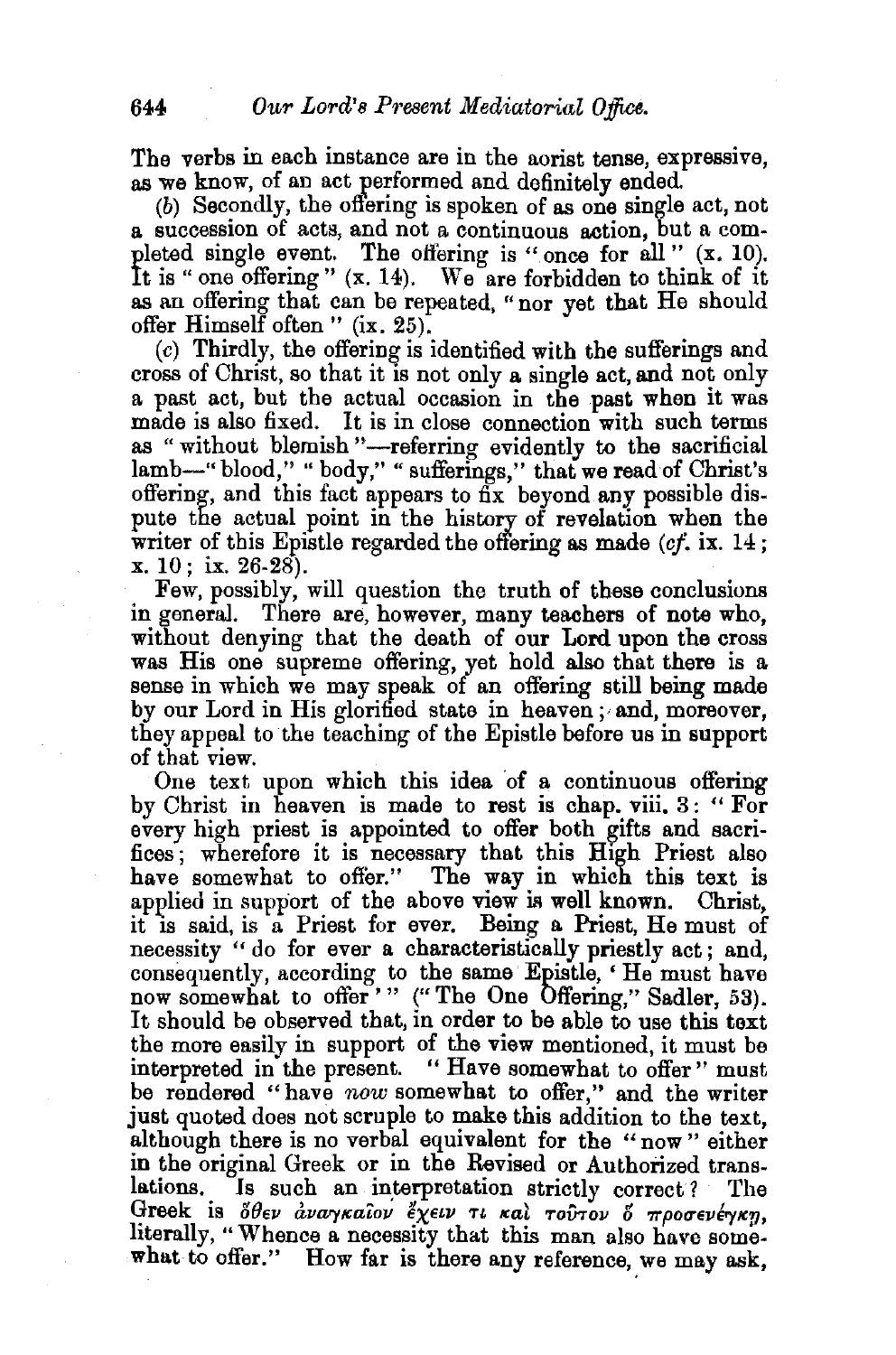The verbs in each instance are in the aorist tense, expressive, as we know, of an act performed and definitely ended.

(*b*) Secondly, the offering is spoken of as one single act, not a succession of acts, and not a continuous action, but a completed single event. The offering is "once for all" (x. 10). It is "one offering" (x. 14). We are forbidden to think of it as an offering that can be repeated, "nor yet that He should offer Himself often" (ix. 25).

(*c*) Thirdly, the offering is identified with the sufferings and cross of Christ, so that it is not only a single act, and not only a past act, but the actual occasion in the past when it was made is also fixed. It is in close connection with such terms as "without blemish"—referring evidently to the sacrificial lamb—"blood," "body," "sufferings," that we read of Christ's offering, and this fact appears to fix beyond any possible dispute the actual point in the history of revelation when the writer of this Epistle regarded the offering as made (*cf.* ix. 14; x. 10; ix. 26-28).

Few, possibly, will question the truth of these conclusions in general. There are, however, many teachers of note who, without denying that the death of our Lord upon the cross was His one supreme offering, yet hold also that there is a sense in which we may speak of an offering still being made by our Lord in His glorified state in heaven; and, moreover, they appeal to the teaching of the Epistle before us in support of that view.

One text upon which this idea of a continuous offering by Christ in heaven is made to rest is chap. viii. 3: "For every high priest is appointed to offer both gifts and sacrifices; wherefore it is necessary that this High Priest also have somewhat to offer." The way in which this text is applied in support of the above view is well known. Christ, it is said, is a Priest for ever. Being a Priest, He must of necessity "do for ever a characteristically priestly act; and, consequently, according to the same Epistle, 'He must have now somewhat to offer'" ("The One Offering," Sadler, 53). It should be observed that, in order to be able to use this text the more easily in support of the view mentioned, it must be interpreted in the present. "Have somewhat to offer" must be rendered "have *now* somewhat to offer," and the writer just quoted does not scruple to make this addition to the text, although there is no verbal equivalent for the "now" either in the original Greek or in the Revised or Authorized translations. Is such an interpretation strictly correct? The Greek is ὅθεν ἀναγκαῖον ἔχειν τι καὶ τοῦτον ὃ προσενέγκῃ, literally, "Whence a necessity that this man also have somewhat to offer." How far is there any reference, we may ask,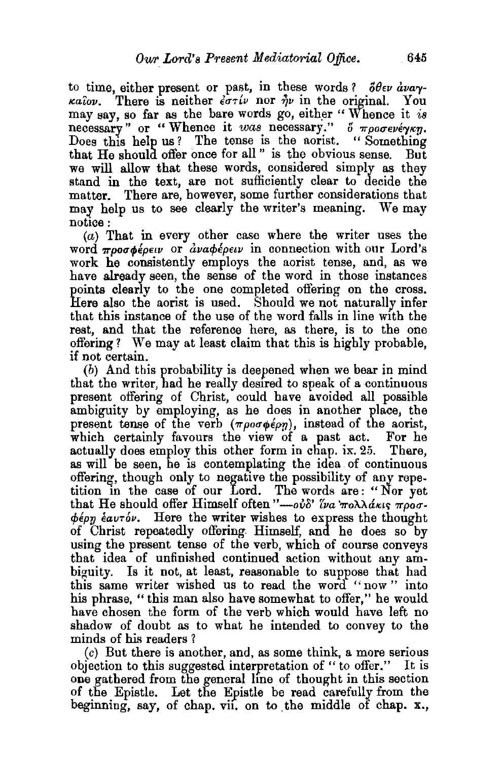to time, either present or past, in these words? ὅθεν ἀναγκαῖον. There is neither ἐστίν nor ἦν in the original. You may say, so far as the bare words go, either "Whence it *is* necessary" or "Whence it *was* necessary." ὅ προσενέγκῃ. Does this help us? The tense is the aorist. "Something that He should offer once for all" is the obvious sense. But we will allow that these words, considered simply as they stand in the text, are not sufficiently clear to decide the matter. There are, however, some further considerations that may help us to see clearly the writer's meaning. We may notice:

(*a*) That in every other case where the writer uses the word προσφέρειν or ἀναφέρειν in connection with our Lord's work he consistently employs the aorist tense, and, as we have already seen, the sense of the word in those instances points clearly to the one completed offering on the cross. Here also the aorist is used. Should we not naturally infer that this instance of the use of the word falls in line with the rest, and that the reference here, as there, is to the one offering? We may at least claim that this is highly probable, if not certain.

(*b*) And this probability is deepened when we bear in mind that the writer, had he really desired to speak of a continuous present offering of Christ, could have avoided all possible ambiguity by employing, as he does in another place, the present tense of the verb (προσφέρῃ), instead of the aorist, which certainly favours the view of a past act. For he actually does employ this other form in chap. ix. 25. There, as will be seen, he is contemplating the idea of continuous offering, though only to negative the possibility of any repetition in the case of our Lord. The words are: "Nor yet that He should offer Himself often"—οὐδ' ἵνα πολλάκις προσφέρῃ ἑαυτόν. Here the writer wishes to express the thought of Christ repeatedly offering Himself, and he does so by using the present tense of the verb, which of course conveys that idea of unfinished continued action without any ambiguity. Is it not, at least, reasonable to suppose that had this same writer wished us to read the word "now" into his phrase, "this man also have somewhat to offer," he would have chosen the form of the verb which would have left no shadow of doubt as to what he intended to convey to the minds of his readers?

(*c*) But there is another, and, as some think, a more serious objection to this suggested interpretation of "to offer." It is one gathered from the general line of thought in this section of the Epistle. Let the Epistle be read carefully from the beginning, say, of chap. vii. on to the middle of chap. x.,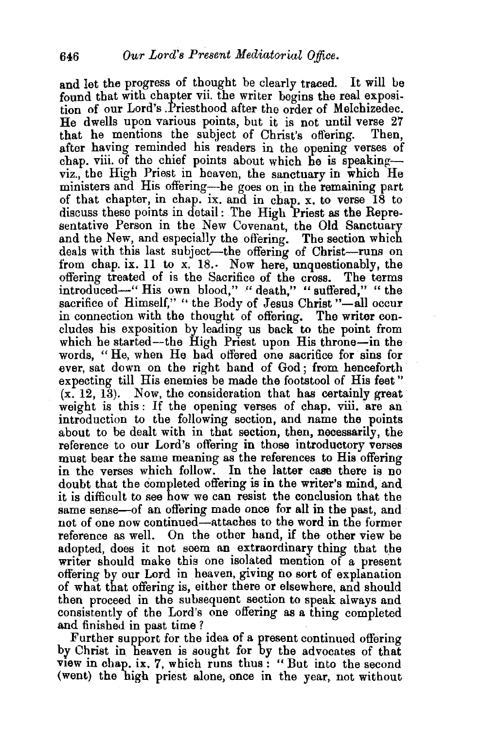and let the progress of thought be clearly traced. It will be found that with chapter vii. the writer begins the real exposition of our Lord's Priesthood after the order of Melchizedec. He dwells upon various points, but it is not until verse 27 that he mentions the subject of Christ's offering. Then, after having reminded his readers in the opening verses of chap. viii. of the chief points about which he is speaking—viz., the High Priest in heaven, the sanctuary in which He ministers and His offering—he goes on in the remaining part of that chapter, in chap. ix. and in chap. x. to verse 18 to discuss these points in detail: The High Priest as the Representative Person in the New Covenant, the Old Sanctuary and the New, and especially the offering. The section which deals with this last subject—the offering of Christ—runs on from chap. ix. 11 to x. 18. Now here, unquestionably, the offering treated of is the Sacrifice of the cross. The terms introduced—"His own blood," "death," "suffered," "the sacrifice of Himself," "the Body of Jesus Christ"—all occur in connection with the thought of offering. The writer concludes his exposition by leading us back to the point from which he started—the High Priest upon His throne—in the words, "He, when He had offered one sacrifice for sins for ever, sat down on the right hand of God; from henceforth expecting till His enemies be made the footstool of His feet" (x. 12, 13). Now, the consideration that has certainly great weight is this: If the opening verses of chap. viii. are an introduction to the following section, and name the points about to be dealt with in that section, then, necessarily, the reference to our Lord's offering in those introductory verses must bear the same meaning as the references to His offering in the verses which follow. In the latter case there is no doubt that the completed offering is in the writer's mind, and it is difficult to see how we can resist the conclusion that the same sense—of an offering made once for all in the past, and not of one now continued—attaches to the word in the former reference as well. On the other hand, if the other view be adopted, does it not seem an extraordinary thing that the writer should make this one isolated mention of a present offering by our Lord in heaven, giving no sort of explanation of what that offering is, either there or elsewhere, and should then proceed in the subsequent section to speak always and consistently of the Lord's one offering as a thing completed and finished in past time?

Further support for the idea of a present continued offering by Christ in heaven is sought for by the advocates of that view in chap. ix. 7, which runs thus: "But into the second (went) the high priest alone, once in the year, not without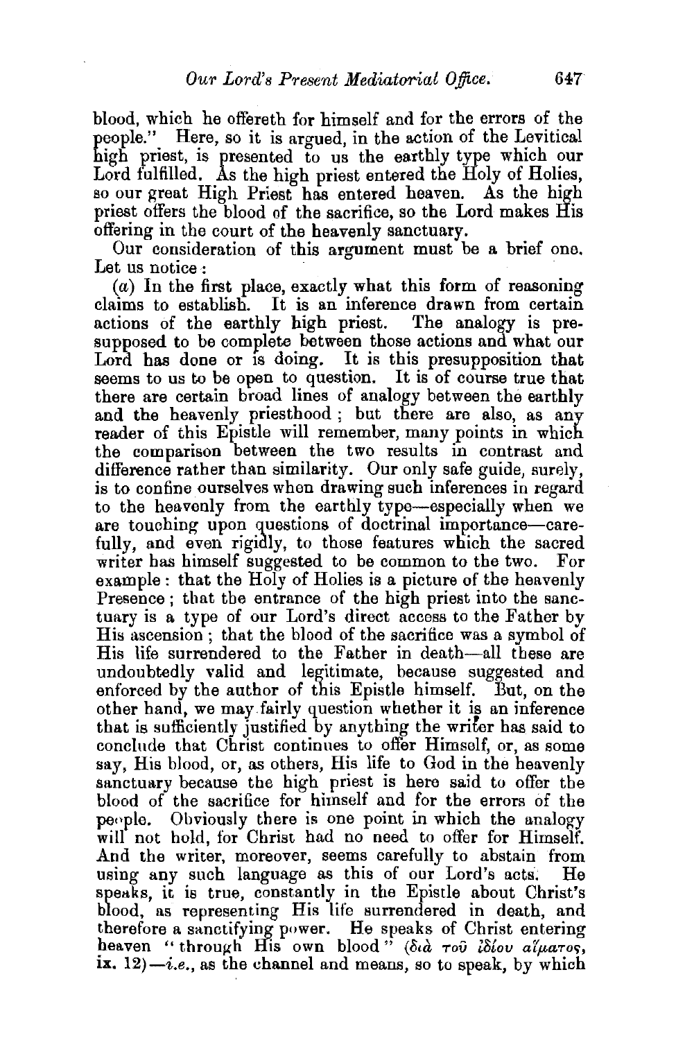blood, which he offereth for himself and for the errors of the people." Here, so it is argued, in the action of the Levitical high priest, is presented to us the earthly type which our Lord fulfilled. As the high priest entered the Holy of Holies, so our great High Priest has entered heaven. As the high priest offers the blood of the sacrifice, so the Lord makes His offering in the court of the heavenly sanctuary.

Our consideration of this argument must be a brief one. Let us notice:

(*a*) In the first place, exactly what this form of reasoning claims to establish. It is an inference drawn from certain actions of the earthly high priest. The analogy is presupposed to be complete between those actions and what our Lord has done or is doing. It is this presupposition that seems to us to be open to question. It is of course true that there are certain broad lines of analogy between the earthly and the heavenly priesthood; but there are also, as any reader of this Epistle will remember, many points in which the comparison between the two results in contrast and difference rather than similarity. Our only safe guide, surely, is to confine ourselves when drawing such inferences in regard to the heavenly from the earthly type—especially when we are touching upon questions of doctrinal importance—carefully, and even rigidly, to those features which the sacred writer has himself suggested to be common to the two. For example: that the Holy of Holies is a picture of the heavenly Presence; that the entrance of the high priest into the sanctuary is a type of our Lord's direct access to the Father by His ascension; that the blood of the sacrifice was a symbol of His life surrendered to the Father in death—all these are undoubtedly valid and legitimate, because suggested and enforced by the author of this Epistle himself. But, on the other hand, we may fairly question whether it is an inference that is sufficiently justified by anything the writer has said to conclude that Christ continues to offer Himself, or, as some say, His blood, or, as others, His life to God in the heavenly sanctuary because the high priest is here said to offer the blood of the sacrifice for himself and for the errors of the people. Obviously there is one point in which the analogy will not hold, for Christ had no need to offer for Himself. And the writer, moreover, seems carefully to abstain from using any such language as this of our Lord's acts. He speaks, it is true, constantly in the Epistle about Christ's blood, as representing His life surrendered in death, and therefore a sanctifying power. He speaks of Christ entering heaven "through His own blood" (διὰ τοῦ ἰδίου αἵματος, ix. 12)—*i.e.*, as the channel and means, so to speak, by which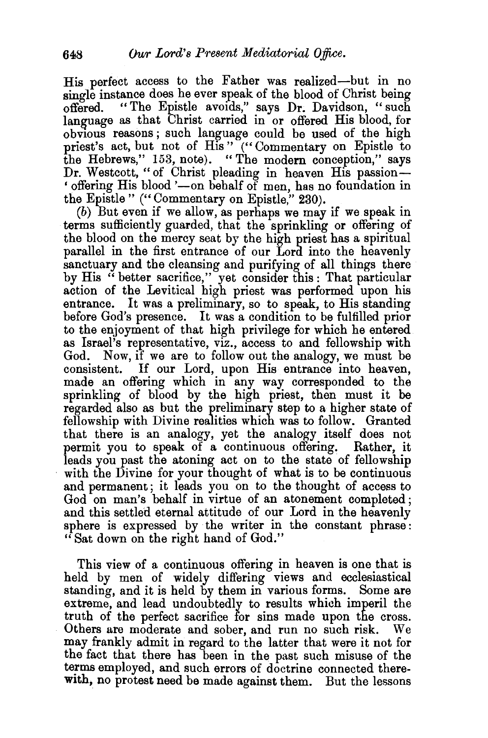His perfect access to the Father was realized—but in no single instance does he ever speak of the blood of Christ being offered. "The Epistle avoids," says Dr. Davidson, "such language as that Christ carried in or offered His blood, for obvious reasons; such language could be used of the high priest's act, but not of His" ("Commentary on Epistle to the Hebrews," 153, note). "The modern conception," says Dr. Westcott, "of Christ pleading in heaven His passion—'offering His blood'—on behalf of men, has no foundation in the Epistle" ("Commentary on Epistle," 230).

(*b*) But even if we allow, as perhaps we may if we speak in terms sufficiently guarded, that the sprinkling or offering of the blood on the mercy seat by the high priest has a spiritual parallel in the first entrance of our Lord into the heavenly sanctuary and the cleansing and purifying of all things there by His "better sacrifice," yet consider this: That particular action of the Levitical high priest was performed upon his entrance. It was a preliminary, so to speak, to His standing before God's presence. It was a condition to be fulfilled prior to the enjoyment of that high privilege for which he entered as Israel's representative, viz., access to and fellowship with God. Now, if we are to follow out the analogy, we must be consistent. If our Lord, upon His entrance into heaven, made an offering which in any way corresponded to the sprinkling of blood by the high priest, then must it be regarded also as but the preliminary step to a higher state of fellowship with Divine realities which was to follow. Granted that there is an analogy, yet the analogy itself does not permit you to speak of a continuous offering. Rather, it leads you past the atoning act on to the state of fellowship with the Divine for your thought of what is to be continuous and permanent; it leads you on to the thought of access to God on man's behalf in virtue of an atonement completed; and this settled eternal attitude of our Lord in the heavenly sphere is expressed by the writer in the constant phrase: "Sat down on the right hand of God."

This view of a continuous offering in heaven is one that is held by men of widely differing views and ecclesiastical standing, and it is held by them in various forms. Some are extreme, and lead undoubtedly to results which imperil the truth of the perfect sacrifice for sins made upon the cross. Others are moderate and sober, and run no such risk. We may frankly admit in regard to the latter that were it not for the fact that there has been in the past such misuse of the terms employed, and such errors of doctrine connected therewith, no protest need be made against them. But the lessons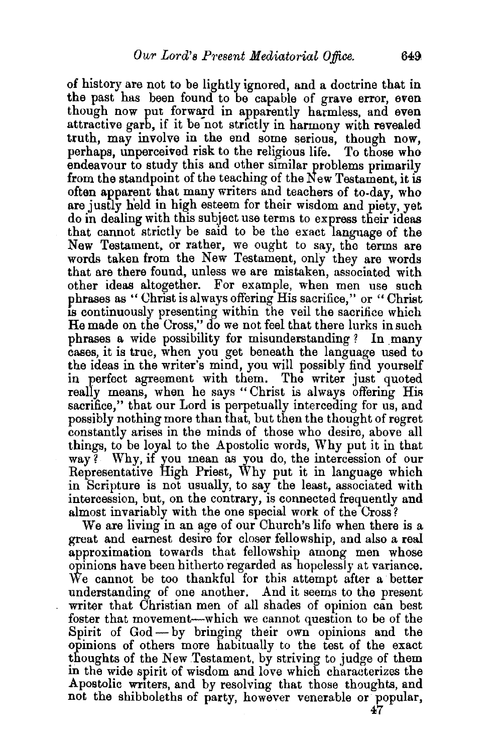of history are not to be lightly ignored, and a doctrine that in the past has been found to be capable of grave error, even though now put forward in apparently harmless, and even attractive garb, if it be not strictly in harmony with revealed truth, may involve in the end some serious, though now, perhaps, unperceived risk to the religious life. To those who endeavour to study this and other similar problems primarily from the standpoint of the teaching of the New Testament, it is often apparent that many writers and teachers of to-day, who are justly held in high esteem for their wisdom and piety, yet do in dealing with this subject use terms to express their ideas that cannot strictly be said to be the exact language of the New Testament, or rather, we ought to say, the terms are words taken from the New Testament, only they are words that are there found, unless we are mistaken, associated with other ideas altogether. For example, when men use such phrases as "Christ is always offering His sacrifice," or "Christ is continuously presenting within the veil the sacrifice which He made on the Cross," do we not feel that there lurks in such phrases a wide possibility for misunderstanding? In many cases, it is true, when you get beneath the language used to the ideas in the writer's mind, you will possibly find yourself in perfect agreement with them. The writer just quoted really means, when he says "Christ is always offering His sacrifice," that our Lord is perpetually interceding for us, and possibly nothing more than that, but then the thought of regret constantly arises in the minds of those who desire, above all things, to be loyal to the Apostolic words, Why put it in that way? Why, if you mean as you do, the intercession of our Representative High Priest, Why put it in language which in Scripture is not usually, to say the least, associated with intercession, but, on the contrary, is connected frequently and almost invariably with the one special work of the Cross?

We are living in an age of our Church's life when there is a great and earnest desire for closer fellowship, and also a real approximation towards that fellowship among men whose opinions have been hitherto regarded as hopelessly at variance. We cannot be too thankful for this attempt after a better understanding of one another. And it seems to the present writer that Christian men of all shades of opinion can best foster that movement—which we cannot question to be of the Spirit of God—by bringing their own opinions and the opinions of others more habitually to the test of the exact thoughts of the New Testament, by striving to judge of them in the wide spirit of wisdom and love which characterizes the Apostolic writers, and by resolving that those thoughts, and not the shibboleths of party, however venerable or popular,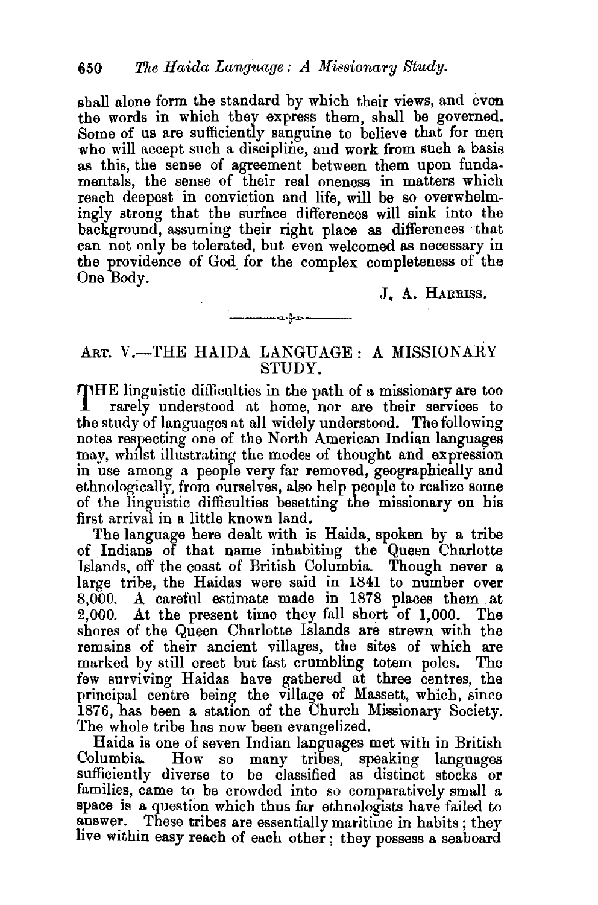shall alone form the standard by which their views, and even the words in which they express them, shall be governed. Some of us are sufficiently sanguine to believe that for men who will accept such a discipline, and work from such a basis as this, the sense of agreement between them upon fundamentals, the sense of their real oneness in matters which reach deepest in conviction and life, will be so overwhelmingly strong that the surface differences will sink into the background, assuming their right place as differences that can not only be tolerated, but even welcomed as necessary in the providence of God for the complex completeness of the One Body.

J. A. HARRISS.

---

## ART. V.—THE HAIDA LANGUAGE: A MISSIONARY STUDY.

THE linguistic difficulties in the path of a missionary are too rarely understood at home, nor are their services to the study of languages at all widely understood. The following notes respecting one of the North American Indian languages may, whilst illustrating the modes of thought and expression in use among a people very far removed, geographically and ethnologically, from ourselves, also help people to realize some of the linguistic difficulties besetting the missionary on his first arrival in a little known land.

The language here dealt with is Haida, spoken by a tribe of Indians of that name inhabiting the Queen Charlotte Islands, off the coast of British Columbia. Though never a large tribe, the Haidas were said in 1841 to number over 8,000. A careful estimate made in 1878 places them at 2,000. At the present time they fall short of 1,000. The shores of the Queen Charlotte Islands are strewn with the remains of their ancient villages, the sites of which are marked by still erect but fast crumbling totem poles. The few surviving Haidas have gathered at three centres, the principal centre being the village of Massett, which, since 1876, has been a station of the Church Missionary Society. The whole tribe has now been evangelized.

Haida is one of seven Indian languages met with in British Columbia. How so many tribes, speaking languages sufficiently diverse to be classified as distinct stocks or families, came to be crowded into so comparatively small a space is a question which thus far ethnologists have failed to answer. These tribes are essentially maritime in habits; they live within easy reach of each other; they possess a seaboard